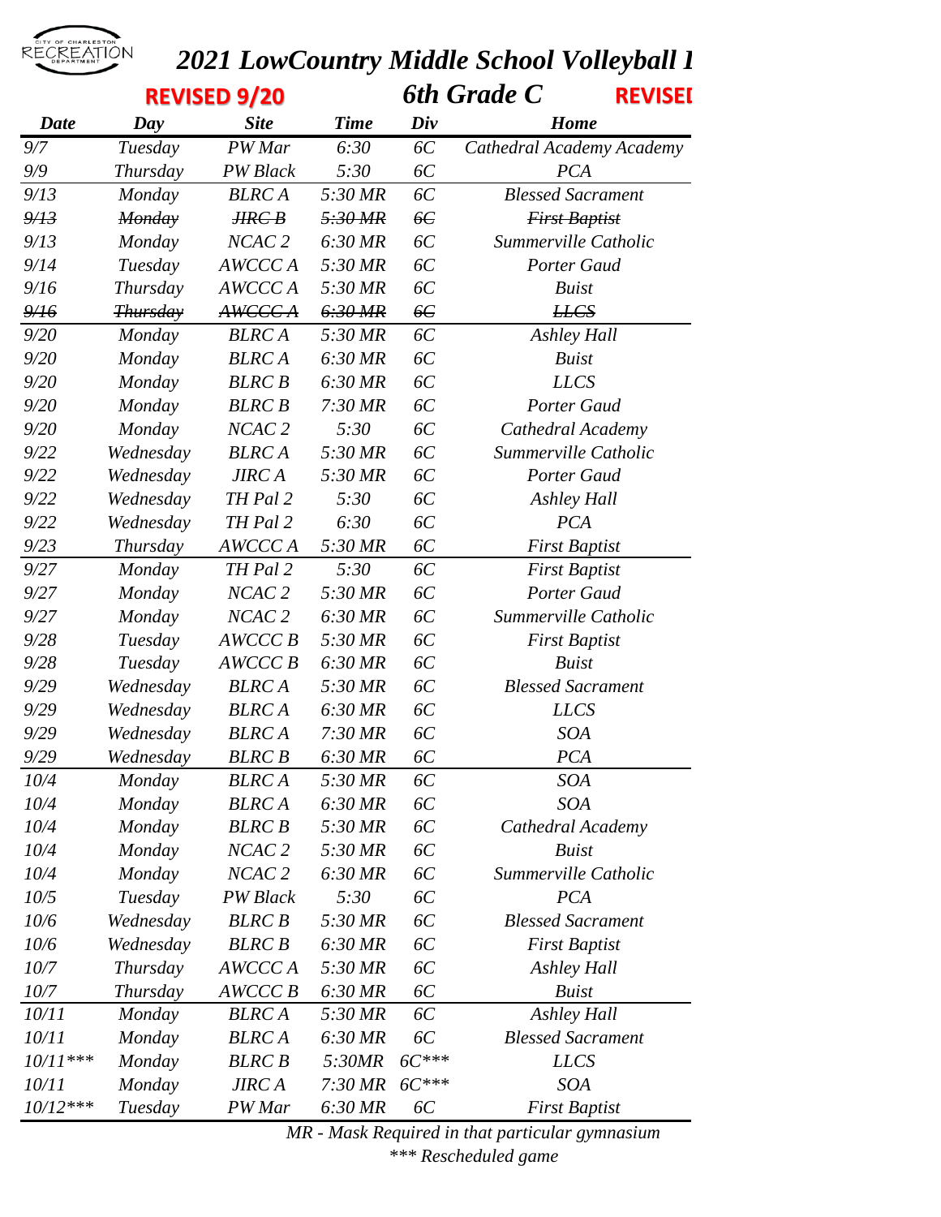CITY OF CHARLESTON RECREATION DEPARTMENT

# *2021 LowCountry Middle School Volleyball l*

**REVISED 9/20** ***6th Grade C*** **REVISEI**

| *Date* | *Day* | *Site* | *Time* | *Div* | *Home* |
|---|---|---|---|---|---|
| 9/7 | Tuesday | PW Mar | 6:30 | 6C | Cathedral Academy Academy |
| 9/9 | Thursday | PW Black | 5:30 | 6C | PCA |
| 9/13 | Monday | BLRC A | 5:30 MR | 6C | Blessed Sacrament |
| ~~9/13~~ | ~~Monday~~ | ~~JIRC B~~ | ~~5:30 MR~~ | ~~6C~~ | ~~First Baptist~~ |
| 9/13 | Monday | NCAC 2 | 6:30 MR | 6C | Summerville Catholic |
| 9/14 | Tuesday | AWCCC A | 5:30 MR | 6C | Porter Gaud |
| 9/16 | Thursday | AWCCC A | 5:30 MR | 6C | Buist |
| ~~9/16~~ | ~~Thursday~~ | ~~AWCCC A~~ | ~~6:30 MR~~ | ~~6C~~ | ~~LLCS~~ |
| 9/20 | Monday | BLRC A | 5:30 MR | 6C | Ashley Hall |
| 9/20 | Monday | BLRC A | 6:30 MR | 6C | Buist |
| 9/20 | Monday | BLRC B | 6:30 MR | 6C | LLCS |
| 9/20 | Monday | BLRC B | 7:30 MR | 6C | Porter Gaud |
| 9/20 | Monday | NCAC 2 | 5:30 | 6C | Cathedral Academy |
| 9/22 | Wednesday | BLRC A | 5:30 MR | 6C | Summerville Catholic |
| 9/22 | Wednesday | JIRC A | 5:30 MR | 6C | Porter Gaud |
| 9/22 | Wednesday | TH Pal 2 | 5:30 | 6C | Ashley Hall |
| 9/22 | Wednesday | TH Pal 2 | 6:30 | 6C | PCA |
| 9/23 | Thursday | AWCCC A | 5:30 MR | 6C | First Baptist |
| 9/27 | Monday | TH Pal 2 | 5:30 | 6C | First Baptist |
| 9/27 | Monday | NCAC 2 | 5:30 MR | 6C | Porter Gaud |
| 9/27 | Monday | NCAC 2 | 6:30 MR | 6C | Summerville Catholic |
| 9/28 | Tuesday | AWCCC B | 5:30 MR | 6C | First Baptist |
| 9/28 | Tuesday | AWCCC B | 6:30 MR | 6C | Buist |
| 9/29 | Wednesday | BLRC A | 5:30 MR | 6C | Blessed Sacrament |
| 9/29 | Wednesday | BLRC A | 6:30 MR | 6C | LLCS |
| 9/29 | Wednesday | BLRC A | 7:30 MR | 6C | SOA |
| 9/29 | Wednesday | BLRC B | 6:30 MR | 6C | PCA |
| 10/4 | Monday | BLRC A | 5:30 MR | 6C | SOA |
| 10/4 | Monday | BLRC A | 6:30 MR | 6C | SOA |
| 10/4 | Monday | BLRC B | 5:30 MR | 6C | Cathedral Academy |
| 10/4 | Monday | NCAC 2 | 5:30 MR | 6C | Buist |
| 10/4 | Monday | NCAC 2 | 6:30 MR | 6C | Summerville Catholic |
| 10/5 | Tuesday | PW Black | 5:30 | 6C | PCA |
| 10/6 | Wednesday | BLRC B | 5:30 MR | 6C | Blessed Sacrament |
| 10/6 | Wednesday | BLRC B | 6:30 MR | 6C | First Baptist |
| 10/7 | Thursday | AWCCC A | 5:30 MR | 6C | Ashley Hall |
| 10/7 | Thursday | AWCCC B | 6:30 MR | 6C | Buist |
| 10/11 | Monday | BLRC A | 5:30 MR | 6C | Ashley Hall |
| 10/11 | Monday | BLRC A | 6:30 MR | 6C | Blessed Sacrament |
| 10/11*** | Monday | BLRC B | 5:30MR | 6C*** | LLCS |
| 10/11 | Monday | JIRC A | 7:30 MR | 6C*** | SOA |
| 10/12*** | Tuesday | PW Mar | 6:30 MR | 6C | First Baptist |

*MR - Mask Required in that particular gymnasium*

**** Rescheduled game*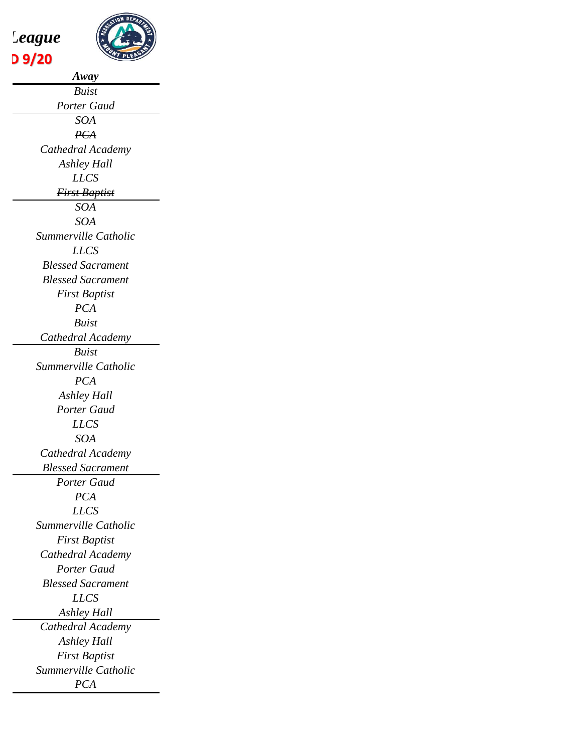*League*

**D 9/20**

| *Away* |
| --- |
| *Buist* |
| *Porter Gaud* |
| *SOA* |
| ~~*PCA*~~ |
| *Cathedral Academy* |
| *Ashley Hall* |
| *LLCS* |
| ~~*First Baptist*~~ |
| *SOA* |
| *SOA* |
| *Summerville Catholic* |
| *LLCS* |
| *Blessed Sacrament* |
| *Blessed Sacrament* |
| *First Baptist* |
| *PCA* |
| *Buist* |
| *Cathedral Academy* |
| *Buist* |
| *Summerville Catholic* |
| *PCA* |
| *Ashley Hall* |
| *Porter Gaud* |
| *LLCS* |
| *SOA* |
| *Cathedral Academy* |
| *Blessed Sacrament* |
| *Porter Gaud* |
| *PCA* |
| *LLCS* |
| *Summerville Catholic* |
| *First Baptist* |
| *Cathedral Academy* |
| *Porter Gaud* |
| *Blessed Sacrament* |
| *LLCS* |
| *Ashley Hall* |
| *Cathedral Academy* |
| *Ashley Hall* |
| *First Baptist* |
| *Summerville Catholic* |
| *PCA* |